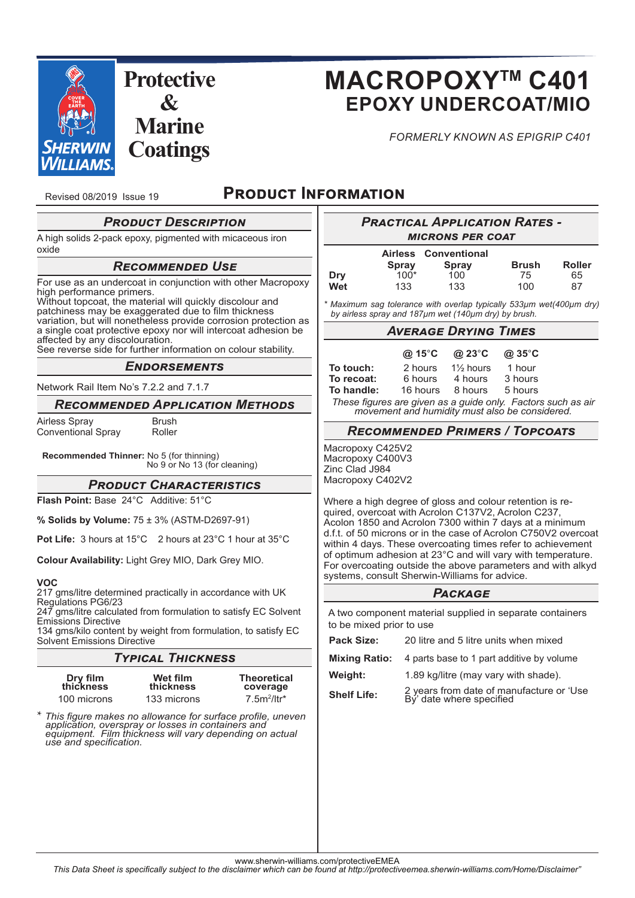# MACROPOXY™ C401

## EPOXY UNDERCOAT/MIO

*FORMERLY KNOWN AS EPIGRIP C401*

Protective & Marine Coatings

Revised 08/2019 Issue 19

## PRODUCT INFORMATION

### PRODUCT DESCRIPTION

A high solids 2-pack epoxy, pigmented with micaceous iron oxide

### RECOMMENDED USE

For use as an undercoat in conjunction with other Macropoxy high performance primers.
Without topcoat, the material will quickly discolour and patchiness may be exaggerated due to film thickness variation, but will nonetheless provide corrosion protection as a single coat protective epoxy nor will intercoat adhesion be affected by any discolouration.
See reverse side for further information on colour stability.

### ENDORSEMENTS

Network Rail Item No's 7.2.2 and 7.1.7

### RECOMMENDED APPLICATION METHODS

| | |
|---|---|
| Airless Spray | Brush |
| Conventional Spray | Roller |

**Recommended Thinner:** No 5 (for thinning)
No 9 or No 13 (for cleaning)

### PRODUCT CHARACTERISTICS

**Flash Point:** Base 24°C Additive: 51°C

**% Solids by Volume:** 75 ± 3% (ASTM-D2697-91)

**Pot Life:** 3 hours at 15°C 2 hours at 23°C 1 hour at 35°C

**Colour Availability:** Light Grey MIO, Dark Grey MIO.

**VOC**
217 gms/litre determined practically in accordance with UK Regulations PG6/23
247 gms/litre calculated from formulation to satisfy EC Solvent Emissions Directive
134 gms/kilo content by weight from formulation, to satisfy EC Solvent Emissions Directive

### TYPICAL THICKNESS

| Dry film thickness | Wet film thickness | Theoretical coverage |
|---|---|---|
| 100 microns | 133 microns | 7.5m²/ltr* |

\* *This figure makes no allowance for surface profile, uneven application, overspray or losses in containers and equipment. Film thickness will vary depending on actual use and specification.*

### PRACTICAL APPLICATION RATES - MICRONS PER COAT

| | Airless Spray | Conventional Spray | Brush | Roller |
|---|---|---|---|---|
| Dry | 100* | 100 | 75 | 65 |
| Wet | 133 | 133 | 100 | 87 |

*\* Maximum sag tolerance with overlap typically 533μm wet(400μm dry) by airless spray and 187μm wet (140μm dry) by brush.*

### AVERAGE DRYING TIMES

| | @ 15°C | @ 23°C | @ 35°C |
|---|---|---|---|
| **To touch:** | 2 hours | 1½ hours | 1 hour |
| **To recoat:** | 6 hours | 4 hours | 3 hours |
| **To handle:** | 16 hours | 8 hours | 5 hours |

*These figures are given as a guide only. Factors such as air movement and humidity must also be considered.*

### RECOMMENDED PRIMERS / TOPCOATS

Macropoxy C425V2
Macropoxy C400V3
Zinc Clad J984
Macropoxy C402V2

Where a high degree of gloss and colour retention is required, overcoat with Acrolon C137V2, Acrolon C237, Acolon 1850 and Acrolon 7300 within 7 days at a minimum d.f.t. of 50 microns or in the case of Acrolon C750V2 overcoat within 4 days. These overcoating times refer to achievement of optimum adhesion at 23°C and will vary with temperature. For overcoating outside the above parameters and with alkyd systems, consult Sherwin-Williams for advice.

### PACKAGE

A two component material supplied in separate containers to be mixed prior to use

| | |
|---|---|
| **Pack Size:** | 20 litre and 5 litre units when mixed |
| **Mixing Ratio:** | 4 parts base to 1 part additive by volume |
| **Weight:** | 1.89 kg/litre (may vary with shade). |
| **Shelf Life:** | 2 years from date of manufacture or 'Use By' date where specified |

www.sherwin-williams.com/protectiveEMEA

*This Data Sheet is specifically subject to the disclaimer which can be found at http://protectiveemea.sherwin-williams.com/Home/Disclaimer"*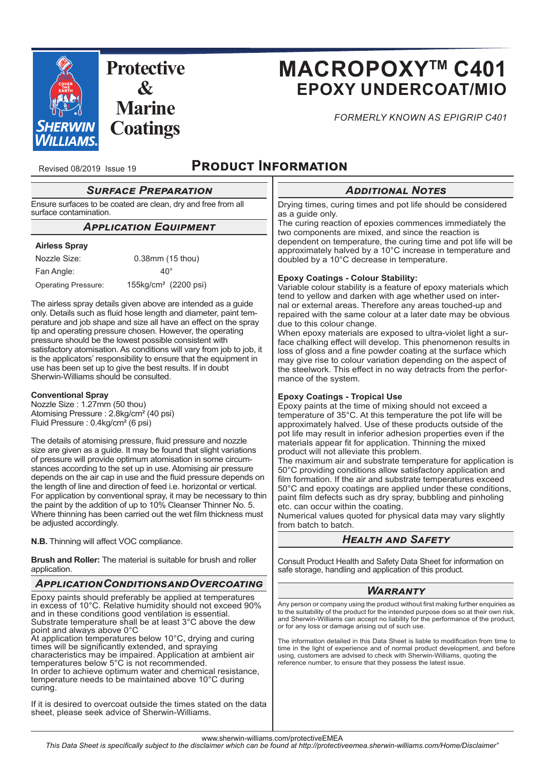# MACROPOXY™ C401

## EPOXY UNDERCOAT/MIO

*FORMERLY KNOWN AS EPIGRIP C401*

Protective & Marine Coatings

Revised 08/2019 Issue 19

## Product Information

### *Surface Preparation*

Ensure surfaces to be coated are clean, dry and free from all surface contamination.

### *Application Equipment*

**Airless Spray**

| | |
|---|---|
| Nozzle Size: | 0.38mm (15 thou) |
| Fan Angle: | 40° |
| Operating Pressure: | 155kg/cm² (2200 psi) |

The airless spray details given above are intended as a guide only. Details such as fluid hose length and diameter, paint temperature and job shape and size all have an effect on the spray tip and operating pressure chosen. However, the operating pressure should be the lowest possible consistent with satisfactory atomisation. As conditions will vary from job to job, it is the applicators' responsibility to ensure that the equipment in use has been set up to give the best results. If in doubt Sherwin-Williams should be consulted.

**Conventional Spray**
Nozzle Size : 1.27mm (50 thou)
Atomising Pressure : 2.8kg/cm² (40 psi)
Fluid Pressure : 0.4kg/cm² (6 psi)

The details of atomising pressure, fluid pressure and nozzle size are given as a guide. It may be found that slight variations of pressure will provide optimum atomisation in some circumstances according to the set up in use. Atomising air pressure depends on the air cap in use and the fluid pressure depends on the length of line and direction of feed i.e. horizontal or vertical. For application by conventional spray, it may be necessary to thin the paint by the addition of up to 10% Cleanser Thinner No. 5. Where thinning has been carried out the wet film thickness must be adjusted accordingly.

**N.B.** Thinning will affect VOC compliance.

**Brush and Roller:** The material is suitable for brush and roller application.

### *Application Conditions and Overcoating*

Epoxy paints should preferably be applied at temperatures in excess of 10°C. Relative humidity should not exceed 90% and in these conditions good ventilation is essential. Substrate temperature shall be at least 3°C above the dew point and always above 0°C
At application temperatures below 10°C, drying and curing times will be significantly extended, and spraying characteristics may be impaired. Application at ambient air temperatures below 5°C is not recommended.
In order to achieve optimum water and chemical resistance, temperature needs to be maintained above 10°C during curing.

If it is desired to overcoat outside the times stated on the data sheet, please seek advice of Sherwin-Williams.

### *Additional Notes*

Drying times, curing times and pot life should be considered as a guide only.
The curing reaction of epoxies commences immediately the two components are mixed, and since the reaction is dependent on temperature, the curing time and pot life will be approximately halved by a 10°C increase in temperature and doubled by a 10°C decrease in temperature.

**Epoxy Coatings - Colour Stability:**
Variable colour stability is a feature of epoxy materials which tend to yellow and darken with age whether used on internal or external areas. Therefore any areas touched-up and repaired with the same colour at a later date may be obvious due to this colour change.
When epoxy materials are exposed to ultra-violet light a surface chalking effect will develop. This phenomenon results in loss of gloss and a fine powder coating at the surface which may give rise to colour variation depending on the aspect of the steelwork. This effect in no way detracts from the performance of the system.

**Epoxy Coatings - Tropical Use**
Epoxy paints at the time of mixing should not exceed a temperature of 35°C. At this temperature the pot life will be approximately halved. Use of these products outside of the pot life may result in inferior adhesion properties even if the materials appear fit for application. Thinning the mixed product will not alleviate this problem.
The maximum air and substrate temperature for application is 50°C providing conditions allow satisfactory application and film formation. If the air and substrate temperatures exceed 50°C and epoxy coatings are applied under these conditions, paint film defects such as dry spray, bubbling and pinholing etc. can occur within the coating.
Numerical values quoted for physical data may vary slightly from batch to batch.

### *Health and Safety*

Consult Product Health and Safety Data Sheet for information on safe storage, handling and application of this product.

### *Warranty*

Any person or company using the product without first making further enquiries as to the suitability of the product for the intended purpose does so at their own risk, and Sherwin-Williams can accept no liability for the performance of the product, or for any loss or damage arising out of such use.

The information detailed in this Data Sheet is liable to modification from time to time in the light of experience and of normal product development, and before using, customers are advised to check with Sherwin-Williams, quoting the reference number, to ensure that they possess the latest issue.

www.sherwin-williams.com/protectiveEMEA

*This Data Sheet is specifically subject to the disclaimer which can be found at http://protectiveemea.sherwin-williams.com/Home/Disclaimer"*